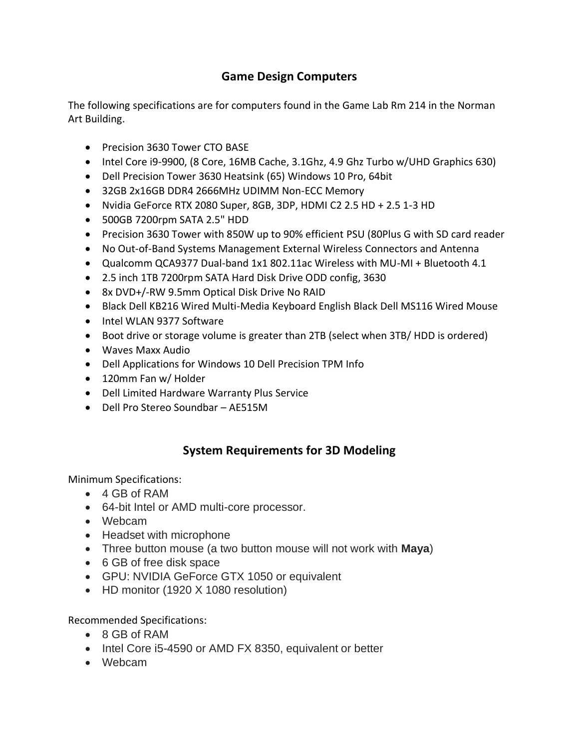## Game Design Computers

The following specifications are for computers found in the Game Lab Rm 214 in the Norman Art Building.

- Precision 3630 Tower CTO BASE
- Intel Core i9-9900, (8 Core, 16MB Cache, 3.1Ghz, 4.9 Ghz Turbo w/UHD Graphics 630)
- Dell Precision Tower 3630 Heatsink (65) Windows 10 Pro, 64bit
- 32GB 2x16GB DDR4 2666MHz UDIMM Non-ECC Memory
- Nvidia GeForce RTX 2080 Super, 8GB, 3DP, HDMI C2 2.5 HD + 2.5 1-3 HD
- 500GB 7200rpm SATA 2.5" HDD
- Precision 3630 Tower with 850W up to 90% efficient PSU (80Plus G with SD card reader
- No Out-of-Band Systems Management External Wireless Connectors and Antenna
- Qualcomm QCA9377 Dual-band 1x1 802.11ac Wireless with MU-MI + Bluetooth 4.1
- 2.5 inch 1TB 7200rpm SATA Hard Disk Drive ODD config, 3630
- 8x DVD+/-RW 9.5mm Optical Disk Drive No RAID
- Black Dell KB216 Wired Multi-Media Keyboard English Black Dell MS116 Wired Mouse
- Intel WLAN 9377 Software
- Boot drive or storage volume is greater than 2TB (select when 3TB/ HDD is ordered)
- Waves Maxx Audio
- Dell Applications for Windows 10 Dell Precision TPM Info
- 120mm Fan w/ Holder
- Dell Limited Hardware Warranty Plus Service
- Dell Pro Stereo Soundbar – AE515M

## System Requirements for 3D Modeling

Minimum Specifications:

- 4 GB of RAM
- 64-bit Intel or AMD multi-core processor.
- Webcam
- Headset with microphone
- Three button mouse (a two button mouse will not work with **Maya**)
- 6 GB of free disk space
- GPU: NVIDIA GeForce GTX 1050 or equivalent
- HD monitor (1920 X 1080 resolution)

Recommended Specifications:

- 8 GB of RAM
- Intel Core i5-4590 or AMD FX 8350, equivalent or better
- Webcam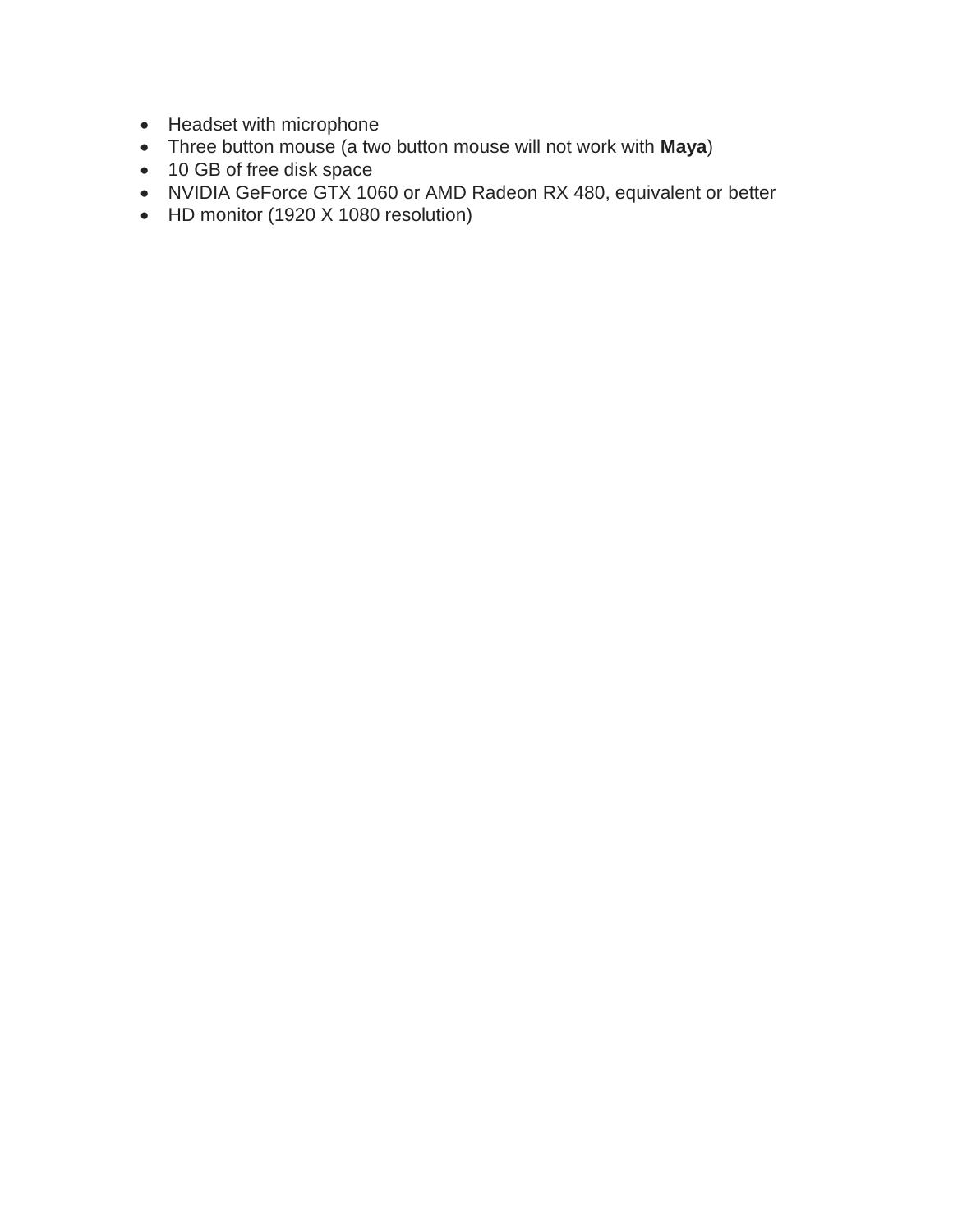- Headset with microphone
- Three button mouse (a two button mouse will not work with **Maya**)
- 10 GB of free disk space
- NVIDIA GeForce GTX 1060 or AMD Radeon RX 480, equivalent or better
- HD monitor (1920 X 1080 resolution)